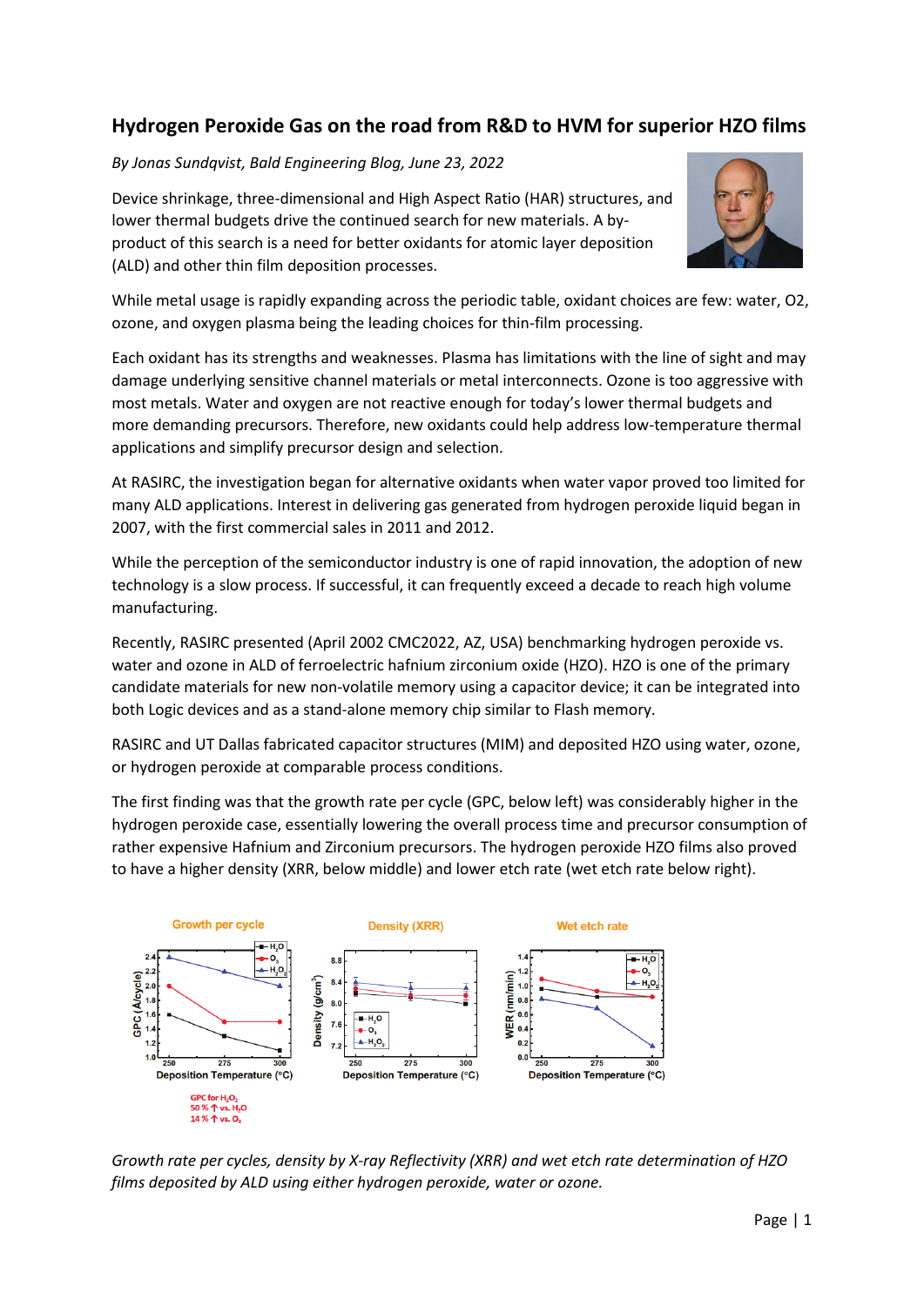## Hydrogen Peroxide Gas on the road from R&D to HVM for superior HZO films

*By Jonas Sundqvist, Bald Engineering Blog, June 23, 2022*

Device shrinkage, three-dimensional and High Aspect Ratio (HAR) structures, and lower thermal budgets drive the continued search for new materials. A by-product of this search is a need for better oxidants for atomic layer deposition (ALD) and other thin film deposition processes.

While metal usage is rapidly expanding across the periodic table, oxidant choices are few: water, O2, ozone, and oxygen plasma being the leading choices for thin-film processing.

Each oxidant has its strengths and weaknesses. Plasma has limitations with the line of sight and may damage underlying sensitive channel materials or metal interconnects. Ozone is too aggressive with most metals. Water and oxygen are not reactive enough for today's lower thermal budgets and more demanding precursors. Therefore, new oxidants could help address low-temperature thermal applications and simplify precursor design and selection.

At RASIRC, the investigation began for alternative oxidants when water vapor proved too limited for many ALD applications. Interest in delivering gas generated from hydrogen peroxide liquid began in 2007, with the first commercial sales in 2011 and 2012.

While the perception of the semiconductor industry is one of rapid innovation, the adoption of new technology is a slow process. If successful, it can frequently exceed a decade to reach high volume manufacturing.

Recently, RASIRC presented (April 2002 CMC2022, AZ, USA) benchmarking hydrogen peroxide vs. water and ozone in ALD of ferroelectric hafnium zirconium oxide (HZO). HZO is one of the primary candidate materials for new non-volatile memory using a capacitor device; it can be integrated into both Logic devices and as a stand-alone memory chip similar to Flash memory.

RASIRC and UT Dallas fabricated capacitor structures (MIM) and deposited HZO using water, ozone, or hydrogen peroxide at comparable process conditions.

The first finding was that the growth rate per cycle (GPC, below left) was considerably higher in the hydrogen peroxide case, essentially lowering the overall process time and precursor consumption of rather expensive Hafnium and Zirconium precursors. The hydrogen peroxide HZO films also proved to have a higher density (XRR, below middle) and lower etch rate (wet etch rate below right).

*Growth rate per cycles, density by X-ray Reflectivity (XRR) and wet etch rate determination of HZO films deposited by ALD using either hydrogen peroxide, water or ozone.*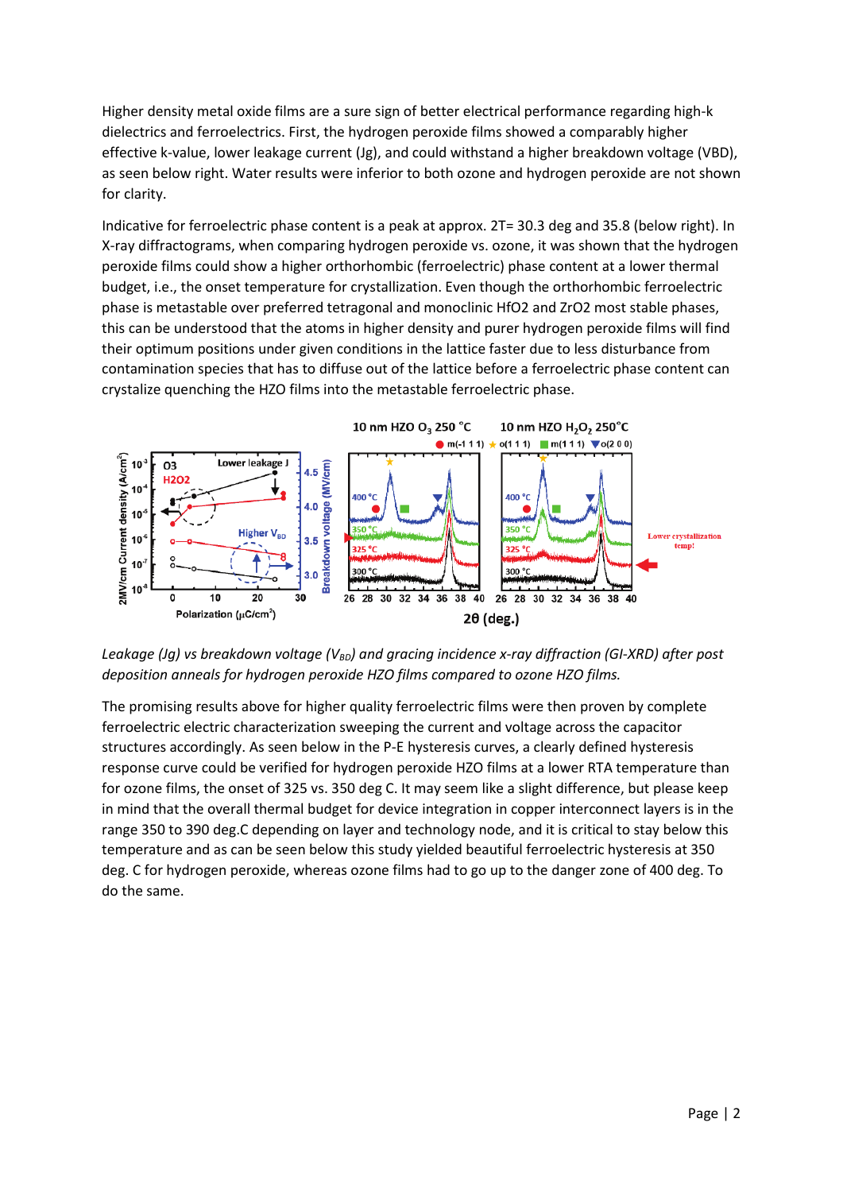Higher density metal oxide films are a sure sign of better electrical performance regarding high-k dielectrics and ferroelectrics. First, the hydrogen peroxide films showed a comparably higher effective k-value, lower leakage current (Jg), and could withstand a higher breakdown voltage (VBD), as seen below right. Water results were inferior to both ozone and hydrogen peroxide are not shown for clarity.

Indicative for ferroelectric phase content is a peak at approx. 2T= 30.3 deg and 35.8 (below right). In X-ray diffractograms, when comparing hydrogen peroxide vs. ozone, it was shown that the hydrogen peroxide films could show a higher orthorhombic (ferroelectric) phase content at a lower thermal budget, i.e., the onset temperature for crystallization. Even though the orthorhombic ferroelectric phase is metastable over preferred tetragonal and monoclinic HfO2 and ZrO2 most stable phases, this can be understood that the atoms in higher density and purer hydrogen peroxide films will find their optimum positions under given conditions in the lattice faster due to less disturbance from contamination species that has to diffuse out of the lattice before a ferroelectric phase content can crystalize quenching the HZO films into the metastable ferroelectric phase.

*Leakage (Jg) vs breakdown voltage ($V_{BD}$) and gracing incidence x-ray diffraction (GI-XRD) after post deposition anneals for hydrogen peroxide HZO films compared to ozone HZO films.*

The promising results above for higher quality ferroelectric films were then proven by complete ferroelectric electric characterization sweeping the current and voltage across the capacitor structures accordingly. As seen below in the P-E hysteresis curves, a clearly defined hysteresis response curve could be verified for hydrogen peroxide HZO films at a lower RTA temperature than for ozone films, the onset of 325 vs. 350 deg C. It may seem like a slight difference, but please keep in mind that the overall thermal budget for device integration in copper interconnect layers is in the range 350 to 390 deg.C depending on layer and technology node, and it is critical to stay below this temperature and as can be seen below this study yielded beautiful ferroelectric hysteresis at 350 deg. C for hydrogen peroxide, whereas ozone films had to go up to the danger zone of 400 deg. To do the same.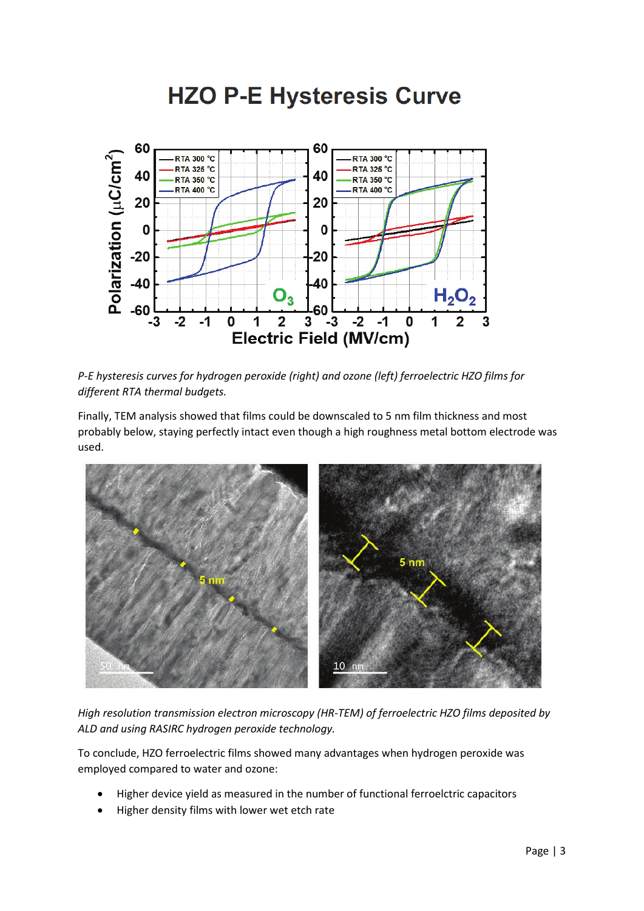## HZO P-E Hysteresis Curve

*P-E hysteresis curves for hydrogen peroxide (right) and ozone (left) ferroelectric HZO films for different RTA thermal budgets.*

Finally, TEM analysis showed that films could be downscaled to 5 nm film thickness and most probably below, staying perfectly intact even though a high roughness metal bottom electrode was used.

*High resolution transmission electron microscopy (HR-TEM) of ferroelectric HZO films deposited by ALD and using RASIRC hydrogen peroxide technology.*

To conclude, HZO ferroelectric films showed many advantages when hydrogen peroxide was employed compared to water and ozone:

- Higher device yield as measured in the number of functional ferroelctric capacitors
- Higher density films with lower wet etch rate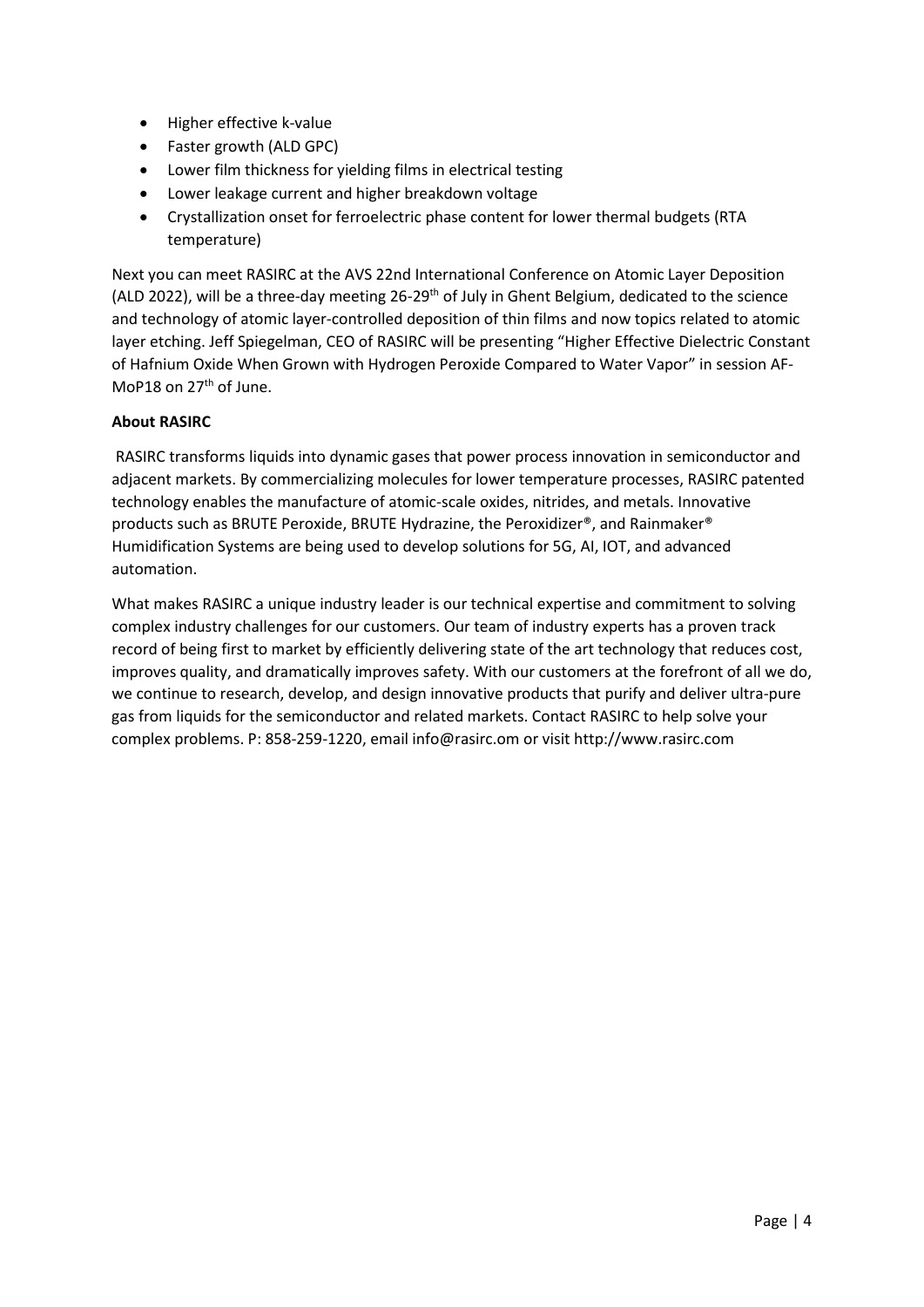- Higher effective k-value
- Faster growth (ALD GPC)
- Lower film thickness for yielding films in electrical testing
- Lower leakage current and higher breakdown voltage
- Crystallization onset for ferroelectric phase content for lower thermal budgets (RTA temperature)

Next you can meet RASIRC at the AVS 22nd International Conference on Atomic Layer Deposition (ALD 2022), will be a three-day meeting 26-29th of July in Ghent Belgium, dedicated to the science and technology of atomic layer-controlled deposition of thin films and now topics related to atomic layer etching. Jeff Spiegelman, CEO of RASIRC will be presenting "Higher Effective Dielectric Constant of Hafnium Oxide When Grown with Hydrogen Peroxide Compared to Water Vapor" in session AF-MoP18 on 27th of June.

**About RASIRC**

RASIRC transforms liquids into dynamic gases that power process innovation in semiconductor and adjacent markets. By commercializing molecules for lower temperature processes, RASIRC patented technology enables the manufacture of atomic-scale oxides, nitrides, and metals. Innovative products such as BRUTE Peroxide, BRUTE Hydrazine, the Peroxidizer®, and Rainmaker® Humidification Systems are being used to develop solutions for 5G, AI, IOT, and advanced automation.

What makes RASIRC a unique industry leader is our technical expertise and commitment to solving complex industry challenges for our customers. Our team of industry experts has a proven track record of being first to market by efficiently delivering state of the art technology that reduces cost, improves quality, and dramatically improves safety. With our customers at the forefront of all we do, we continue to research, develop, and design innovative products that purify and deliver ultra-pure gas from liquids for the semiconductor and related markets. Contact RASIRC to help solve your complex problems. P: 858-259-1220, email info@rasirc.om or visit http://www.rasirc.com